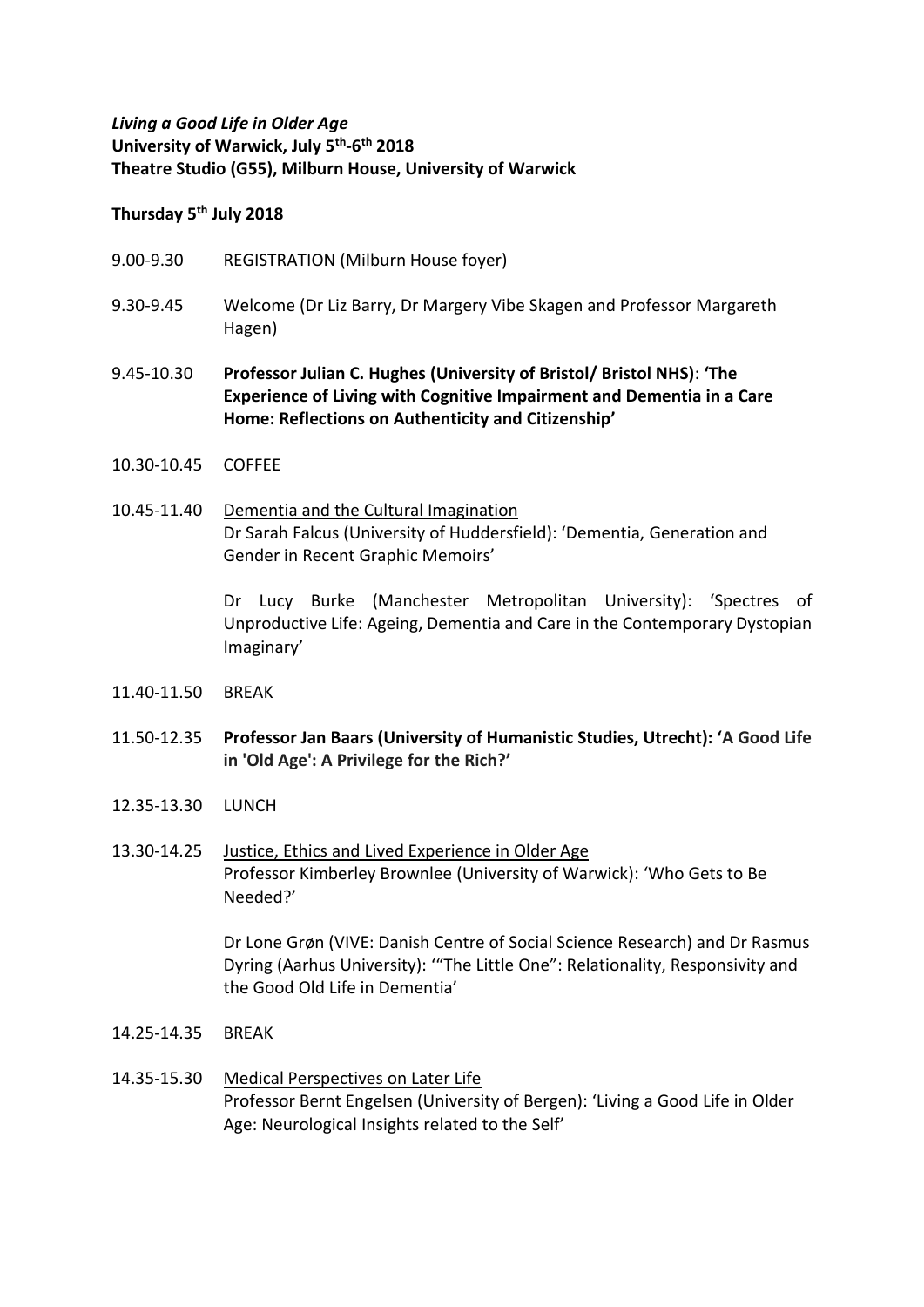***Living a Good Life in Older Age***
**University of Warwick, July 5th-6th 2018**
**Theatre Studio (G55), Milburn House, University of Warwick**

**Thursday 5th July 2018**

9.00-9.30 REGISTRATION (Milburn House foyer)

9.30-9.45 Welcome (Dr Liz Barry, Dr Margery Vibe Skagen and Professor Margareth Hagen)

9.45-10.30 **Professor Julian C. Hughes (University of Bristol/ Bristol NHS)**: **'The Experience of Living with Cognitive Impairment and Dementia in a Care Home: Reflections on Authenticity and Citizenship'**

10.30-10.45 COFFEE

10.45-11.40 Dementia and the Cultural Imagination
Dr Sarah Falcus (University of Huddersfield): 'Dementia, Generation and Gender in Recent Graphic Memoirs'

Dr Lucy Burke (Manchester Metropolitan University): 'Spectres of Unproductive Life: Ageing, Dementia and Care in the Contemporary Dystopian Imaginary'

11.40-11.50 BREAK

11.50-12.35 **Professor Jan Baars (University of Humanistic Studies, Utrecht): 'A Good Life in 'Old Age': A Privilege for the Rich?'**

12.35-13.30 LUNCH

13.30-14.25 Justice, Ethics and Lived Experience in Older Age
Professor Kimberley Brownlee (University of Warwick): 'Who Gets to Be Needed?'

Dr Lone Grøn (VIVE: Danish Centre of Social Science Research) and Dr Rasmus Dyring (Aarhus University): '"The Little One": Relationality, Responsivity and the Good Old Life in Dementia'

14.25-14.35 BREAK

14.35-15.30 Medical Perspectives on Later Life
Professor Bernt Engelsen (University of Bergen): 'Living a Good Life in Older Age: Neurological Insights related to the Self'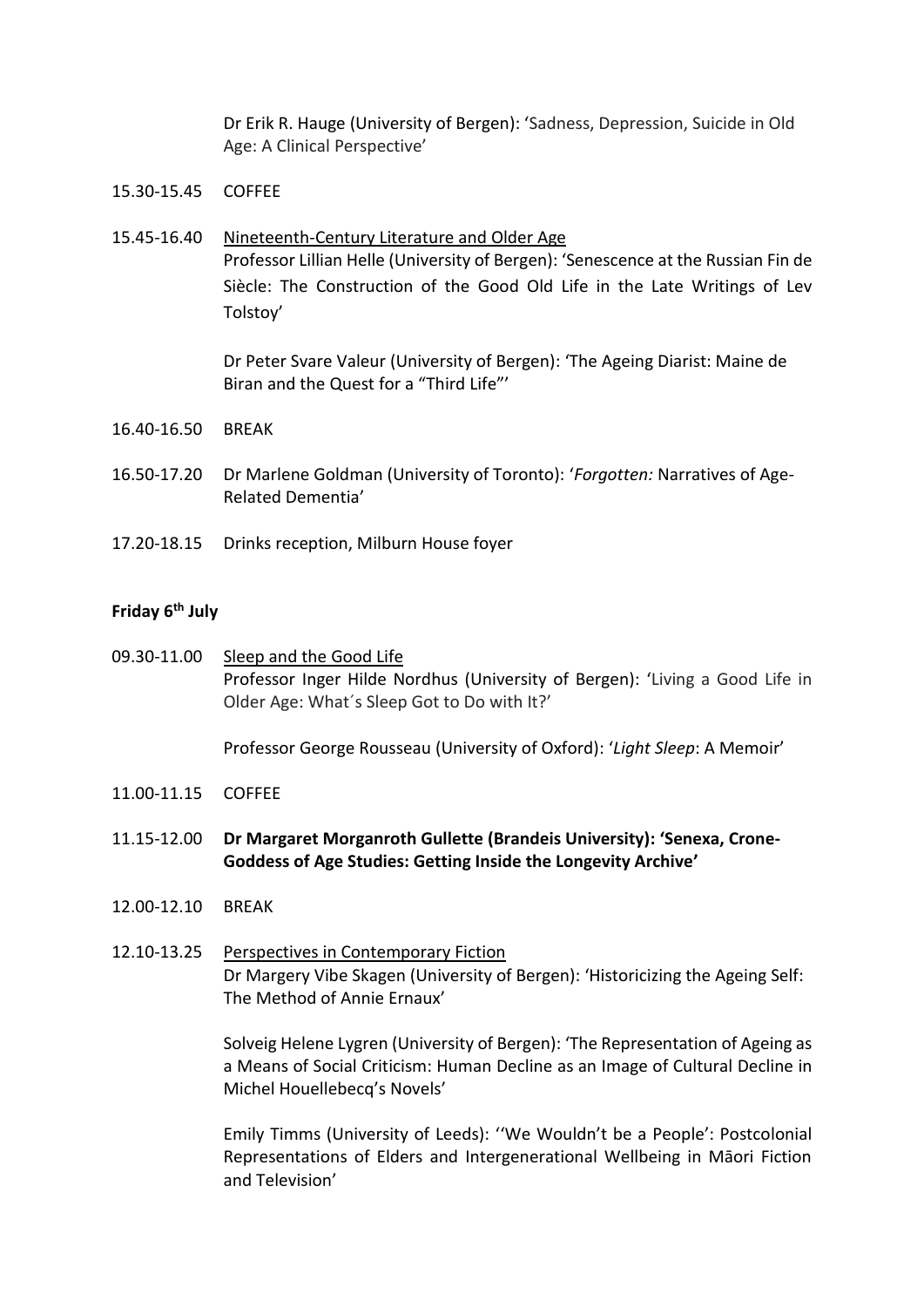Dr Erik R. Hauge (University of Bergen): 'Sadness, Depression, Suicide in Old Age: A Clinical Perspective'

15.30-15.45 COFFEE

15.45-16.40 Nineteenth-Century Literature and Older Age

Professor Lillian Helle (University of Bergen): 'Senescence at the Russian Fin de Siècle: The Construction of the Good Old Life in the Late Writings of Lev Tolstoy'

Dr Peter Svare Valeur (University of Bergen): 'The Ageing Diarist: Maine de Biran and the Quest for a "Third Life"'

16.40-16.50 BREAK

16.50-17.20 Dr Marlene Goldman (University of Toronto): '*Forgotten:* Narratives of Age-Related Dementia'

17.20-18.15 Drinks reception, Milburn House foyer

**Friday 6th July**

09.30-11.00 Sleep and the Good Life

Professor Inger Hilde Nordhus (University of Bergen): 'Living a Good Life in Older Age: What´s Sleep Got to Do with It?'

Professor George Rousseau (University of Oxford): '*Light Sleep*: A Memoir'

11.00-11.15 COFFEE

11.15-12.00 **Dr Margaret Morganroth Gullette (Brandeis University): 'Senexa, Crone-Goddess of Age Studies: Getting Inside the Longevity Archive'**

12.00-12.10 BREAK

12.10-13.25 Perspectives in Contemporary Fiction

Dr Margery Vibe Skagen (University of Bergen): 'Historicizing the Ageing Self: The Method of Annie Ernaux'

Solveig Helene Lygren (University of Bergen): 'The Representation of Ageing as a Means of Social Criticism: Human Decline as an Image of Cultural Decline in Michel Houellebecq's Novels'

Emily Timms (University of Leeds): ''We Wouldn't be a People': Postcolonial Representations of Elders and Intergenerational Wellbeing in Māori Fiction and Television'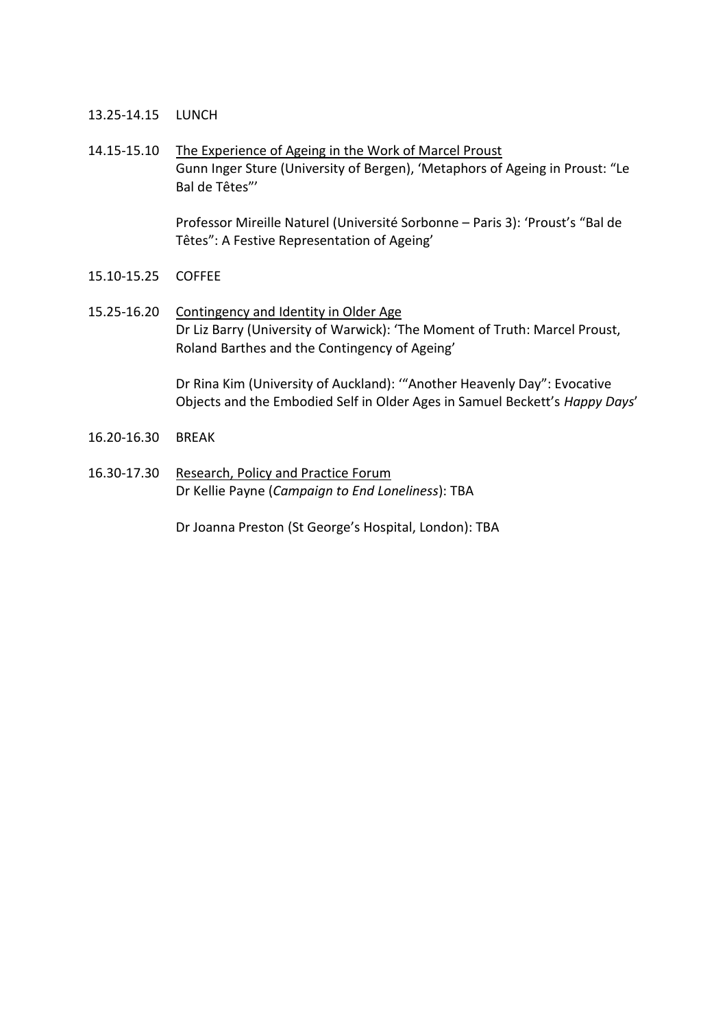13.25-14.15 LUNCH

14.15-15.10 <u>The Experience of Ageing in the Work of Marcel Proust</u>
Gunn Inger Sture (University of Bergen), 'Metaphors of Ageing in Proust: "Le Bal de Têtes"'

Professor Mireille Naturel (Université Sorbonne – Paris 3): 'Proust's "Bal de Têtes": A Festive Representation of Ageing'

15.10-15.25 COFFEE

15.25-16.20 <u>Contingency and Identity in Older Age</u>
Dr Liz Barry (University of Warwick): 'The Moment of Truth: Marcel Proust, Roland Barthes and the Contingency of Ageing'

Dr Rina Kim (University of Auckland): '"Another Heavenly Day": Evocative Objects and the Embodied Self in Older Ages in Samuel Beckett's *Happy Days*'

16.20-16.30 BREAK

16.30-17.30 <u>Research, Policy and Practice Forum</u>
Dr Kellie Payne (*Campaign to End Loneliness*): TBA

Dr Joanna Preston (St George's Hospital, London): TBA